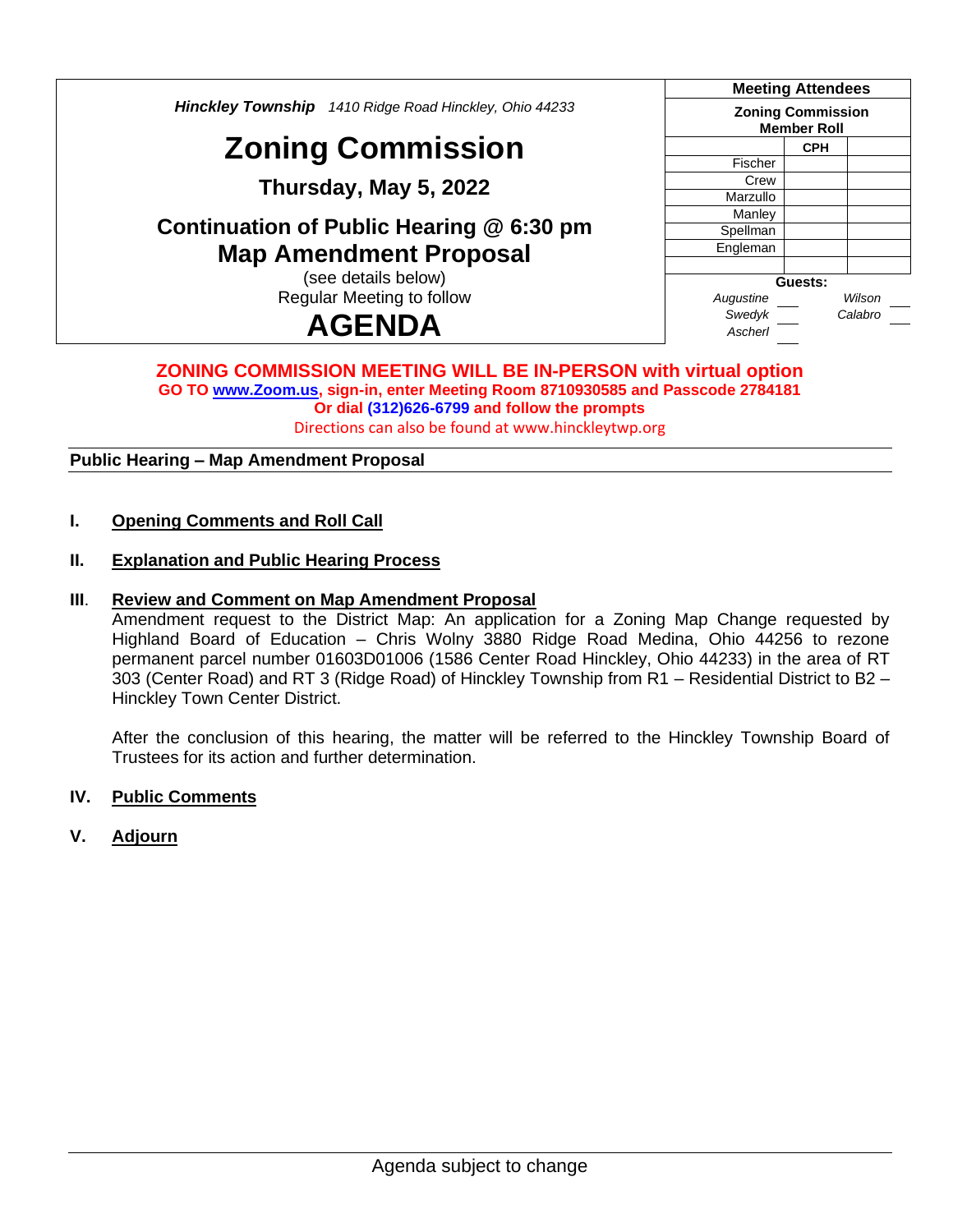*Hinckley Township* *1410 Ridge Road Hinckley, Ohio 44233*

# Zoning Commission

## Thursday, May 5, 2022

## Continuation of Public Hearing @ 6:30 pm
## Map Amendment Proposal

(see details below)
Regular Meeting to follow

# AGENDA

| Meeting Attendees | | |
|---|---|---|
| **Zoning Commission Member Roll** | | |
| | **CPH** | |
| Fischer | | |
| Crew | | |
| Marzullo | | |
| Manley | | |
| Spellman | | |
| Engleman | | |
| | | |

**Guests:**

| | | | |
|---|---|---|---|
| *Augustine* | ___ | *Wilson* | ___ |
| *Swedyk* | ___ | *Calabro* | ___ |
| *Ascherl* | ___ | | |

**ZONING COMMISSION MEETING WILL BE IN-PERSON with virtual option**
**GO TO www.Zoom.us, sign-in, enter Meeting Room 8710930585 and Passcode 2784181**
**Or dial (312)626-6799 and follow the prompts**
Directions can also be found at www.hinckleytwp.org

**Public Hearing – Map Amendment Proposal**

**I. Opening Comments and Roll Call**

**II. Explanation and Public Hearing Process**

**III. Review and Comment on Map Amendment Proposal**

Amendment request to the District Map: An application for a Zoning Map Change requested by Highland Board of Education – Chris Wolny 3880 Ridge Road Medina, Ohio 44256 to rezone permanent parcel number 01603D01006 (1586 Center Road Hinckley, Ohio 44233) in the area of RT 303 (Center Road) and RT 3 (Ridge Road) of Hinckley Township from R1 – Residential District to B2 – Hinckley Town Center District.

After the conclusion of this hearing, the matter will be referred to the Hinckley Township Board of Trustees for its action and further determination.

**IV. Public Comments**

**V. Adjourn**

Agenda subject to change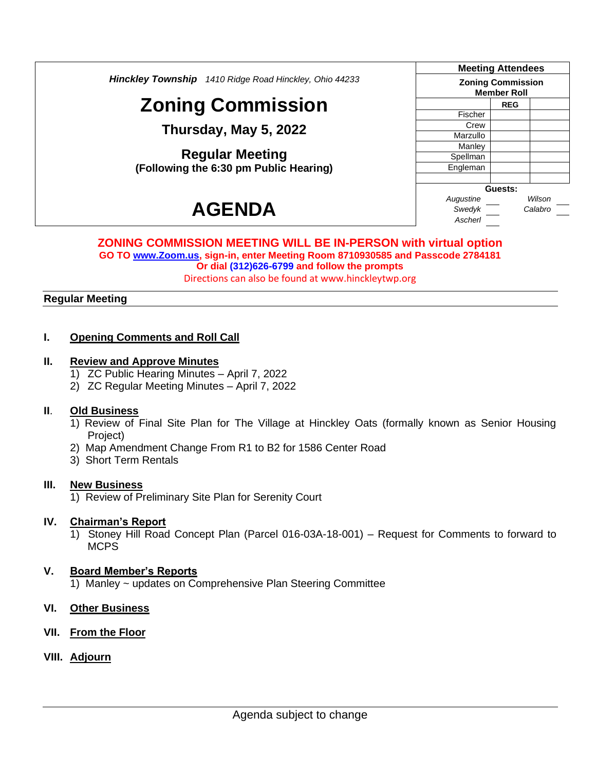*Hinckley Township* *1410 Ridge Road Hinckley, Ohio 44233*

# Zoning Commission

## Thursday, May 5, 2022

## Regular Meeting

**(Following the 6:30 pm Public Hearing)**

# AGENDA

| Meeting Attendees | | |
|---|---|---|
| Zoning Commission Member Roll | | |
| | REG | |
| Fischer | | |
| Crew | | |
| Marzullo | | |
| Manley | | |
| Spellman | | |
| Engleman | | |
| | | |

**Guests:**

| | | | |
|---|---|---|---|
| *Augustine* | | *Wilson* | |
| *Swedyk* | | *Calabro* | |
| *Ascherl* | | | |

**ZONING COMMISSION MEETING WILL BE IN-PERSON with virtual option**

**GO TO www.Zoom.us, sign-in, enter Meeting Room 8710930585 and Passcode 2784181**

**Or dial (312)626-6799 and follow the prompts**

Directions can also be found at www.hinckleytwp.org

**Regular Meeting**

**I. Opening Comments and Roll Call**

**II. Review and Approve Minutes**

1) ZC Public Hearing Minutes – April 7, 2022
2) ZC Regular Meeting Minutes – April 7, 2022

**II. Old Business**

1) Review of Final Site Plan for The Village at Hinckley Oats (formally known as Senior Housing Project)
2) Map Amendment Change From R1 to B2 for 1586 Center Road
3) Short Term Rentals

**III. New Business**

1) Review of Preliminary Site Plan for Serenity Court

**IV. Chairman's Report**

1) Stoney Hill Road Concept Plan (Parcel 016-03A-18-001) – Request for Comments to forward to MCPS

**V. Board Member's Reports**

1) Manley ~ updates on Comprehensive Plan Steering Committee

**VI. Other Business**

**VII. From the Floor**

**VIII. Adjourn**

Agenda subject to change